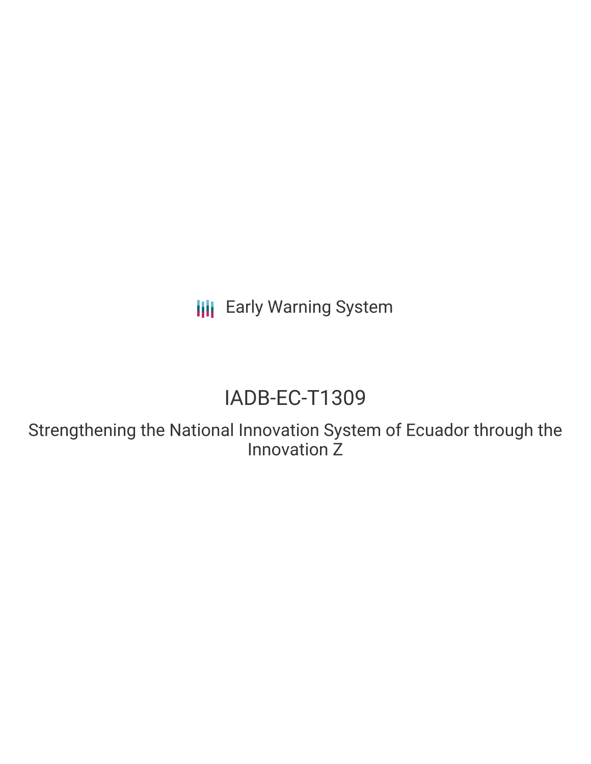Early Warning System

# IADB-EC-T1309

## Strengthening the National Innovation System of Ecuador through the Innovation Z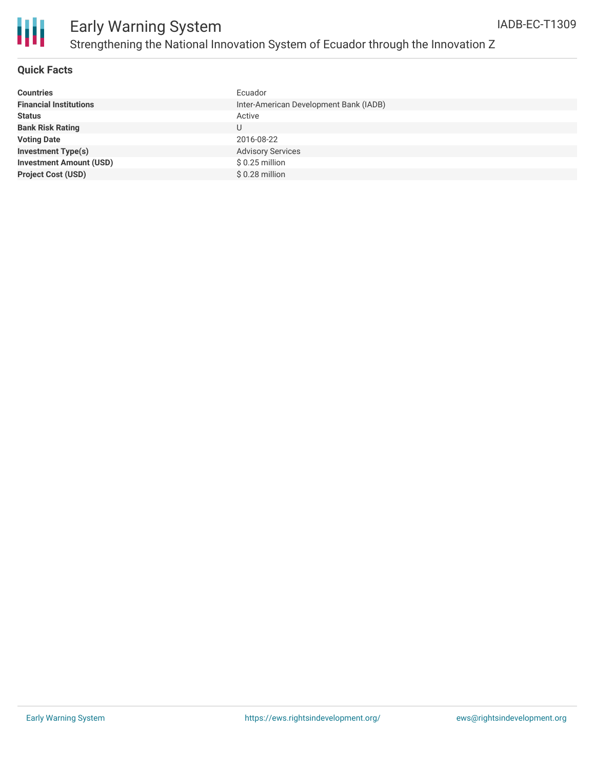# Early Warning System

## Strengthening the National Innovation System of Ecuador through the Innovation Z

IADB-EC-T1309

### Quick Facts

| | |
|---|---|
| **Countries** | Ecuador |
| **Financial Institutions** | Inter-American Development Bank (IADB) |
| **Status** | Active |
| **Bank Risk Rating** | U |
| **Voting Date** | 2016-08-22 |
| **Investment Type(s)** | Advisory Services |
| **Investment Amount (USD)** | $ 0.25 million |
| **Project Cost (USD)** | $ 0.28 million |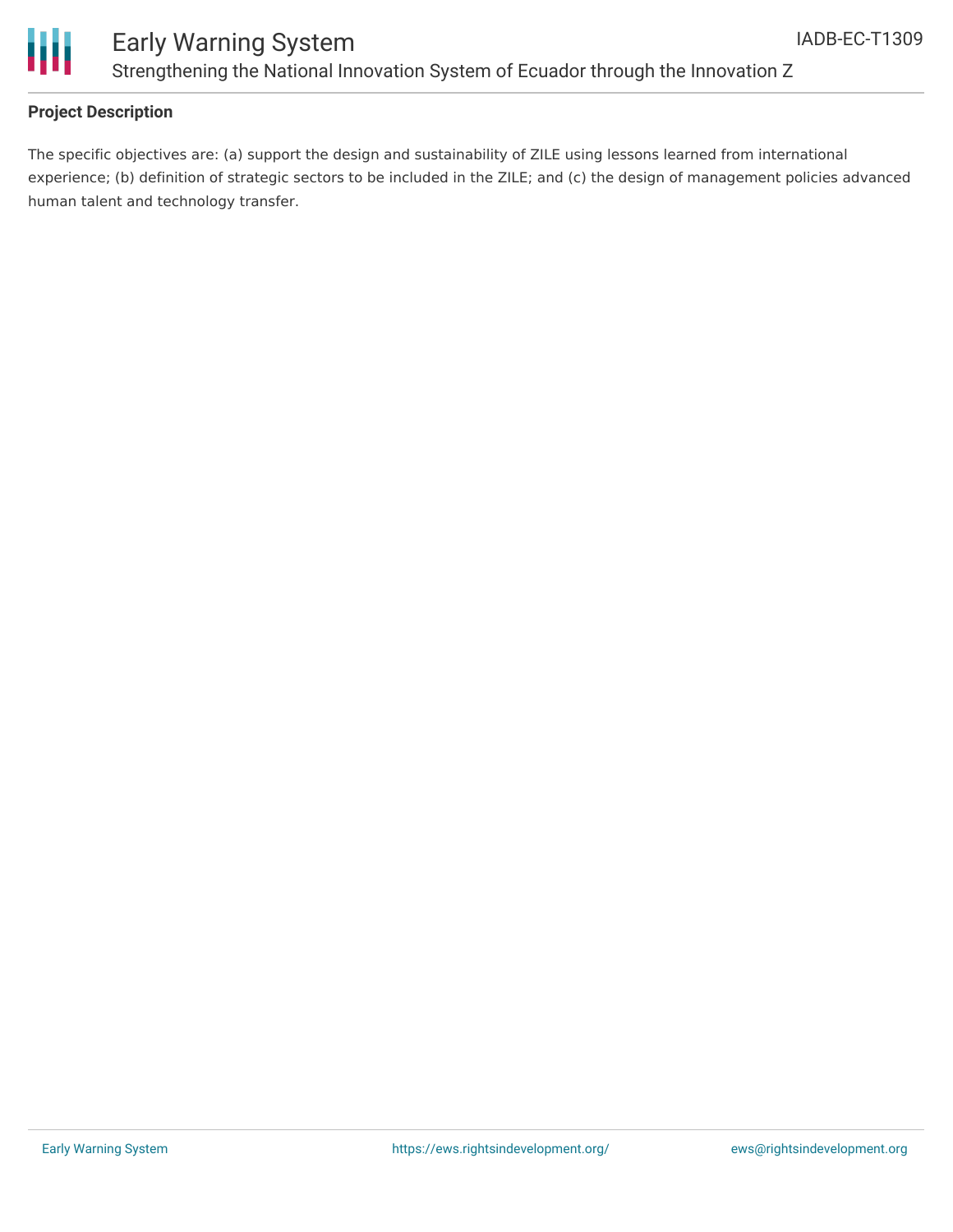**Project Description**

The specific objectives are: (a) support the design and sustainability of ZILE using lessons learned from international experience; (b) definition of strategic sectors to be included in the ZILE; and (c) the design of management policies advanced human talent and technology transfer.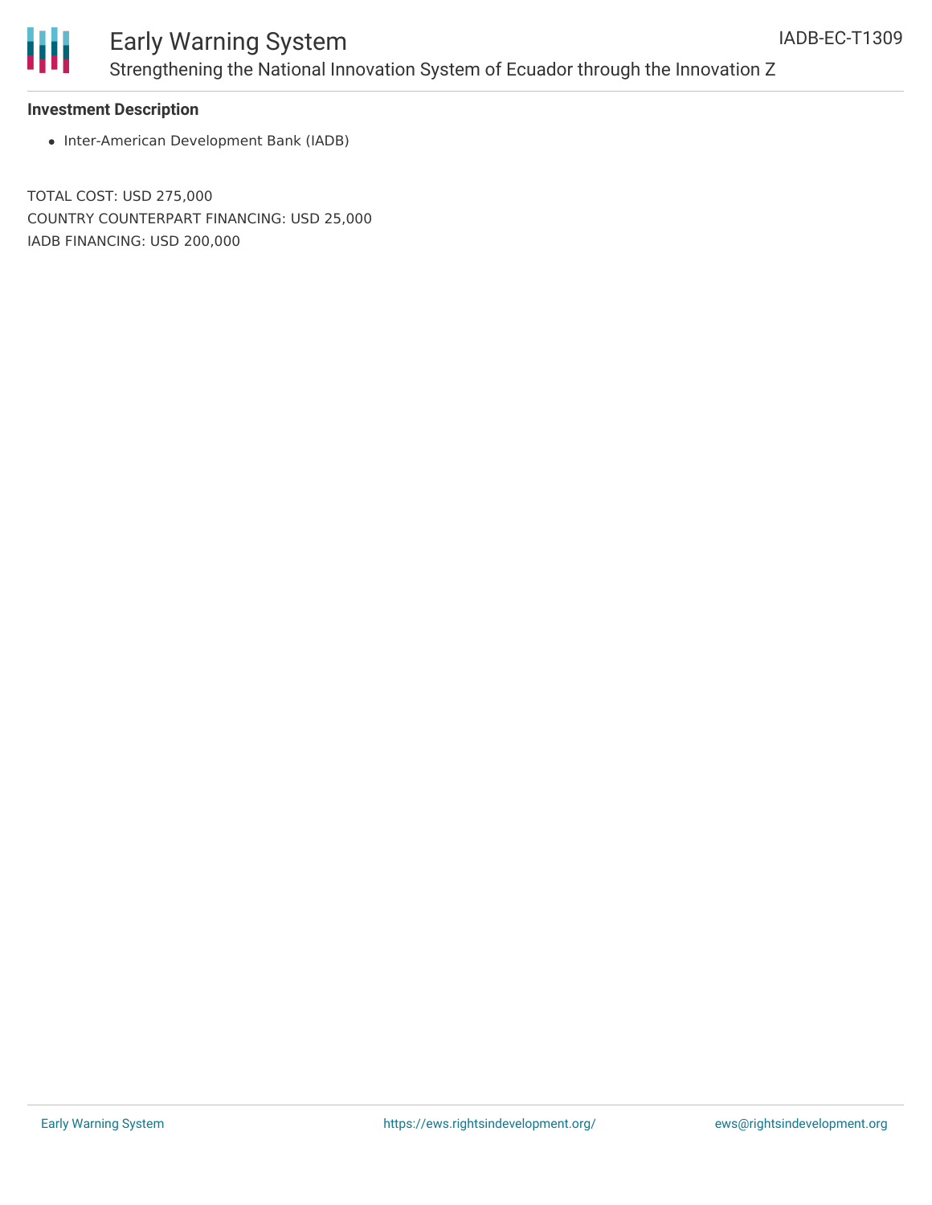### Investment Description

- Inter-American Development Bank (IADB)

TOTAL COST: USD 275,000
COUNTRY COUNTERPART FINANCING: USD 25,000
IADB FINANCING: USD 200,000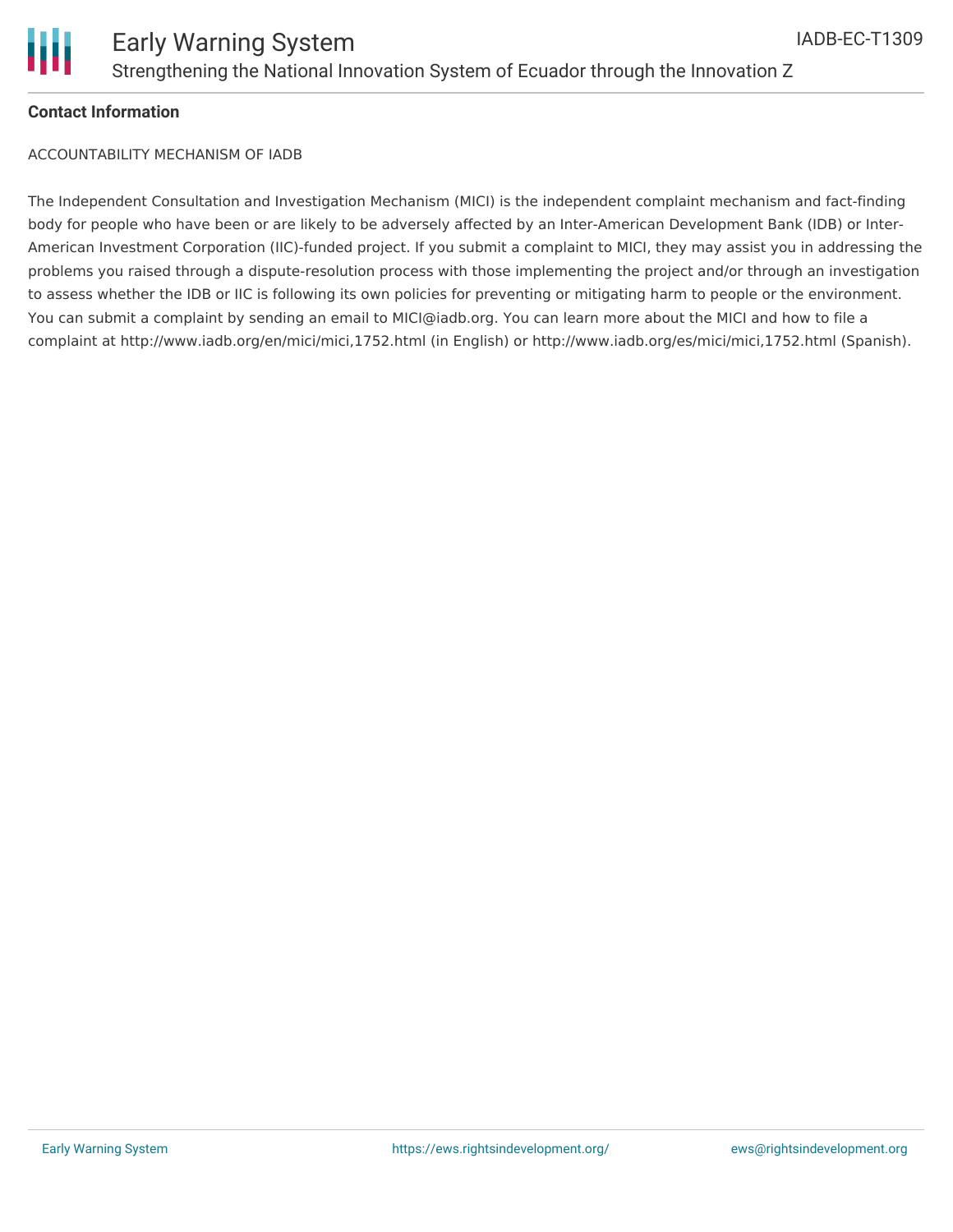## Contact Information

ACCOUNTABILITY MECHANISM OF IADB

The Independent Consultation and Investigation Mechanism (MICI) is the independent complaint mechanism and fact-finding body for people who have been or are likely to be adversely affected by an Inter-American Development Bank (IDB) or Inter-American Investment Corporation (IIC)-funded project. If you submit a complaint to MICI, they may assist you in addressing the problems you raised through a dispute-resolution process with those implementing the project and/or through an investigation to assess whether the IDB or IIC is following its own policies for preventing or mitigating harm to people or the environment. You can submit a complaint by sending an email to MICI@iadb.org. You can learn more about the MICI and how to file a complaint at http://www.iadb.org/en/mici/mici,1752.html (in English) or http://www.iadb.org/es/mici/mici,1752.html (Spanish).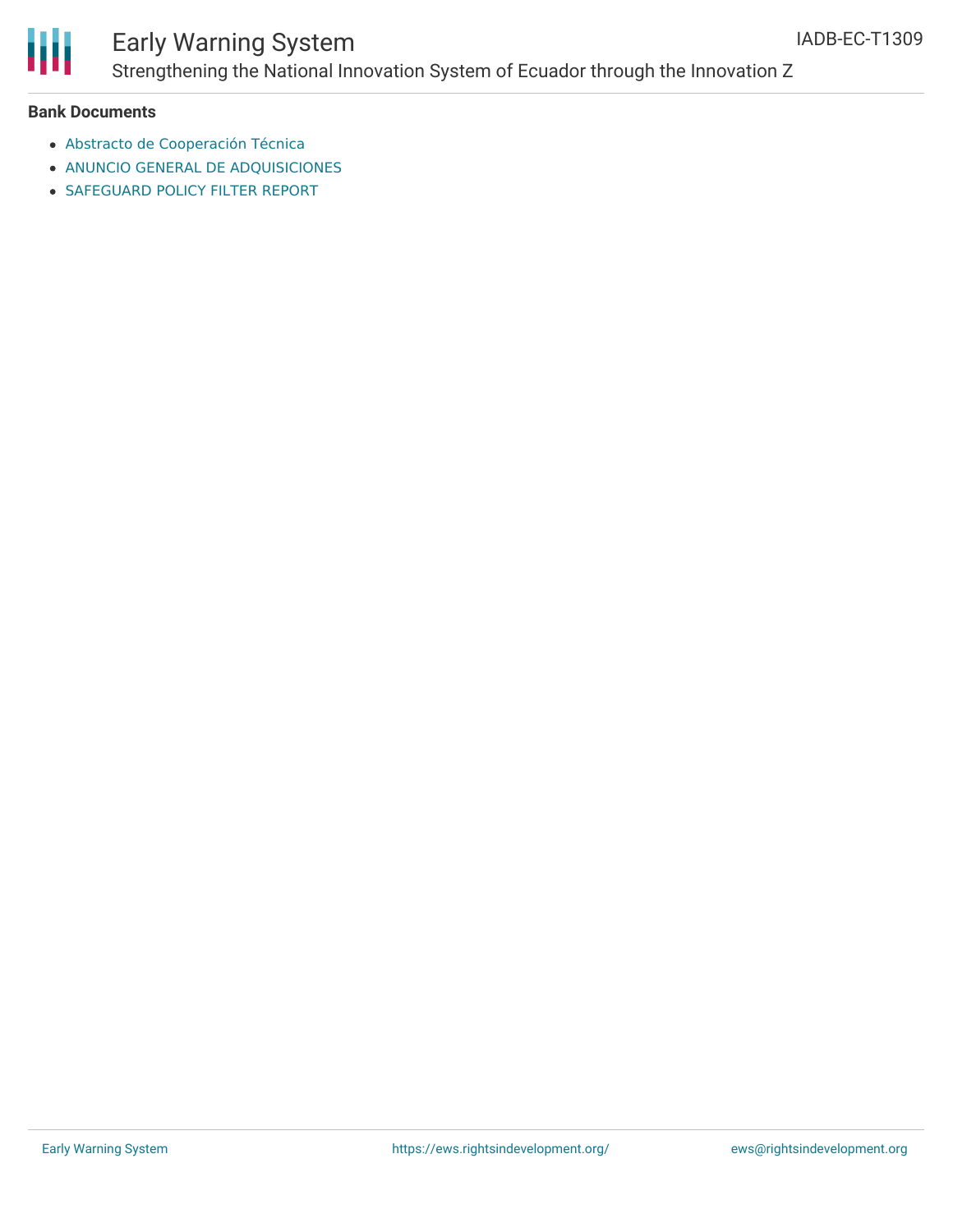**Bank Documents**

- Abstracto de Cooperación Técnica
- ANUNCIO GENERAL DE ADQUISICIONES
- SAFEGUARD POLICY FILTER REPORT